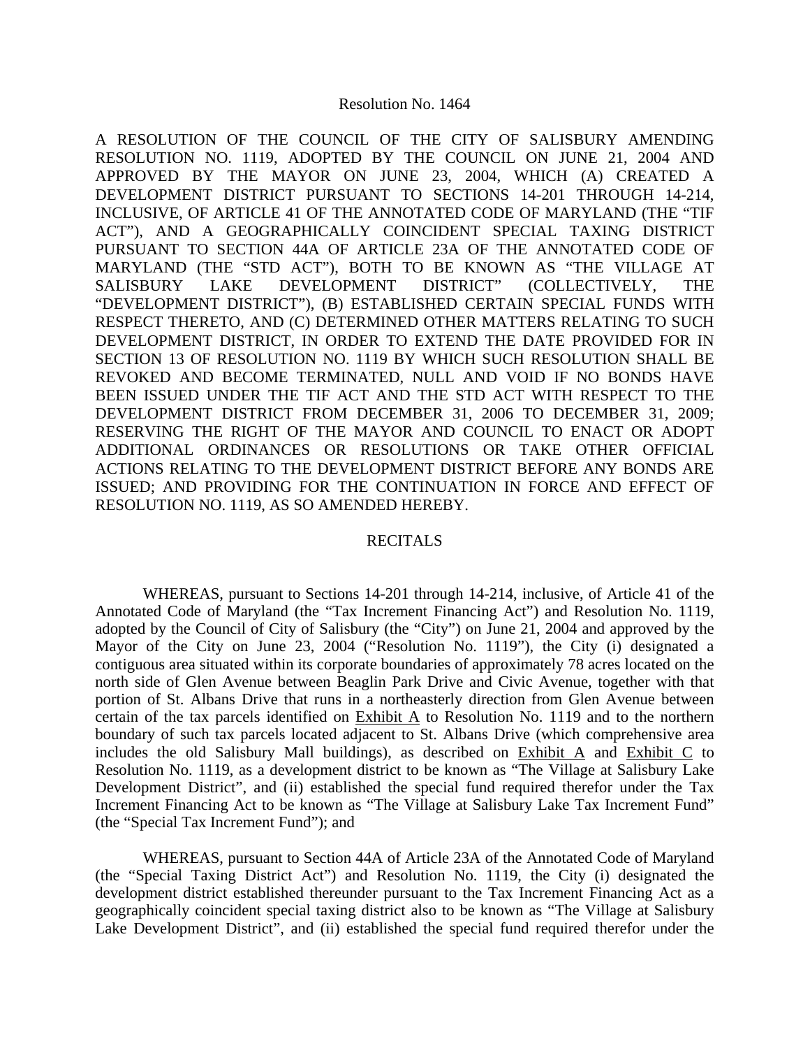Resolution No. 1464

A RESOLUTION OF THE COUNCIL OF THE CITY OF SALISBURY AMENDING RESOLUTION NO. 1119, ADOPTED BY THE COUNCIL ON JUNE 21, 2004 AND APPROVED BY THE MAYOR ON JUNE 23, 2004, WHICH (A) CREATED A DEVELOPMENT DISTRICT PURSUANT TO SECTIONS 14-201 THROUGH 14-214, INCLUSIVE, OF ARTICLE 41 OF THE ANNOTATED CODE OF MARYLAND (THE "TIF ACT"), AND A GEOGRAPHICALLY COINCIDENT SPECIAL TAXING DISTRICT PURSUANT TO SECTION 44A OF ARTICLE 23A OF THE ANNOTATED CODE OF MARYLAND (THE "STD ACT"), BOTH TO BE KNOWN AS "THE VILLAGE AT SALISBURY LAKE DEVELOPMENT DISTRICT" (COLLECTIVELY, THE "DEVELOPMENT DISTRICT"), (B) ESTABLISHED CERTAIN SPECIAL FUNDS WITH RESPECT THERETO, AND (C) DETERMINED OTHER MATTERS RELATING TO SUCH DEVELOPMENT DISTRICT, IN ORDER TO EXTEND THE DATE PROVIDED FOR IN SECTION 13 OF RESOLUTION NO. 1119 BY WHICH SUCH RESOLUTION SHALL BE REVOKED AND BECOME TERMINATED, NULL AND VOID IF NO BONDS HAVE BEEN ISSUED UNDER THE TIF ACT AND THE STD ACT WITH RESPECT TO THE DEVELOPMENT DISTRICT FROM DECEMBER 31, 2006 TO DECEMBER 31, 2009; RESERVING THE RIGHT OF THE MAYOR AND COUNCIL TO ENACT OR ADOPT ADDITIONAL ORDINANCES OR RESOLUTIONS OR TAKE OTHER OFFICIAL ACTIONS RELATING TO THE DEVELOPMENT DISTRICT BEFORE ANY BONDS ARE ISSUED; AND PROVIDING FOR THE CONTINUATION IN FORCE AND EFFECT OF RESOLUTION NO. 1119, AS SO AMENDED HEREBY.

## RECITALS

WHEREAS, pursuant to Sections 14-201 through 14-214, inclusive, of Article 41 of the Annotated Code of Maryland (the "Tax Increment Financing Act") and Resolution No. 1119, adopted by the Council of City of Salisbury (the "City") on June 21, 2004 and approved by the Mayor of the City on June 23, 2004 ("Resolution No. 1119"), the City (i) designated a contiguous area situated within its corporate boundaries of approximately 78 acres located on the north side of Glen Avenue between Beaglin Park Drive and Civic Avenue, together with that portion of St. Albans Drive that runs in a northeasterly direction from Glen Avenue between certain of the tax parcels identified on Exhibit A to Resolution No. 1119 and to the northern boundary of such tax parcels located adjacent to St. Albans Drive (which comprehensive area includes the old Salisbury Mall buildings), as described on Exhibit A and Exhibit C to Resolution No. 1119, as a development district to be known as "The Village at Salisbury Lake Development District", and (ii) established the special fund required therefor under the Tax Increment Financing Act to be known as "The Village at Salisbury Lake Tax Increment Fund" (the "Special Tax Increment Fund"); and

WHEREAS, pursuant to Section 44A of Article 23A of the Annotated Code of Maryland (the "Special Taxing District Act") and Resolution No. 1119, the City (i) designated the development district established thereunder pursuant to the Tax Increment Financing Act as a geographically coincident special taxing district also to be known as "The Village at Salisbury Lake Development District", and (ii) established the special fund required therefor under the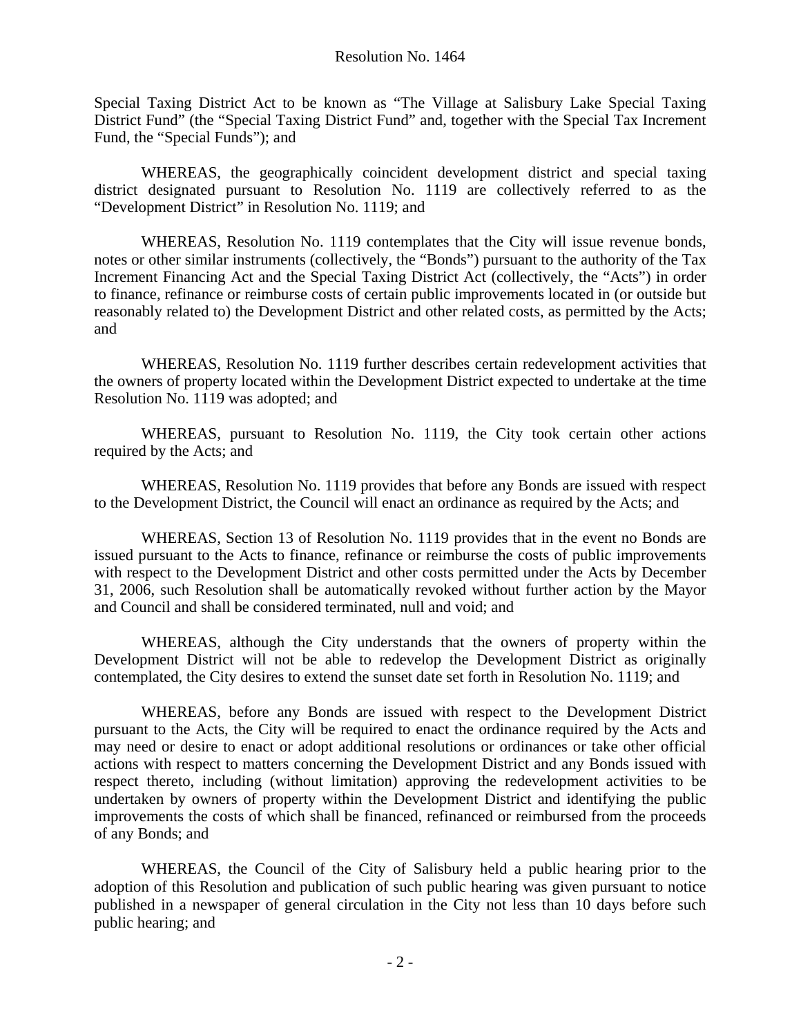Special Taxing District Act to be known as "The Village at Salisbury Lake Special Taxing District Fund" (the "Special Taxing District Fund" and, together with the Special Tax Increment Fund, the "Special Funds"); and

WHEREAS, the geographically coincident development district and special taxing district designated pursuant to Resolution No. 1119 are collectively referred to as the "Development District" in Resolution No. 1119; and

WHEREAS, Resolution No. 1119 contemplates that the City will issue revenue bonds, notes or other similar instruments (collectively, the "Bonds") pursuant to the authority of the Tax Increment Financing Act and the Special Taxing District Act (collectively, the "Acts") in order to finance, refinance or reimburse costs of certain public improvements located in (or outside but reasonably related to) the Development District and other related costs, as permitted by the Acts; and

WHEREAS, Resolution No. 1119 further describes certain redevelopment activities that the owners of property located within the Development District expected to undertake at the time Resolution No. 1119 was adopted; and

WHEREAS, pursuant to Resolution No. 1119, the City took certain other actions required by the Acts; and

WHEREAS, Resolution No. 1119 provides that before any Bonds are issued with respect to the Development District, the Council will enact an ordinance as required by the Acts; and

WHEREAS, Section 13 of Resolution No. 1119 provides that in the event no Bonds are issued pursuant to the Acts to finance, refinance or reimburse the costs of public improvements with respect to the Development District and other costs permitted under the Acts by December 31, 2006, such Resolution shall be automatically revoked without further action by the Mayor and Council and shall be considered terminated, null and void; and

WHEREAS, although the City understands that the owners of property within the Development District will not be able to redevelop the Development District as originally contemplated, the City desires to extend the sunset date set forth in Resolution No. 1119; and

WHEREAS, before any Bonds are issued with respect to the Development District pursuant to the Acts, the City will be required to enact the ordinance required by the Acts and may need or desire to enact or adopt additional resolutions or ordinances or take other official actions with respect to matters concerning the Development District and any Bonds issued with respect thereto, including (without limitation) approving the redevelopment activities to be undertaken by owners of property within the Development District and identifying the public improvements the costs of which shall be financed, refinanced or reimbursed from the proceeds of any Bonds; and

WHEREAS, the Council of the City of Salisbury held a public hearing prior to the adoption of this Resolution and publication of such public hearing was given pursuant to notice published in a newspaper of general circulation in the City not less than 10 days before such public hearing; and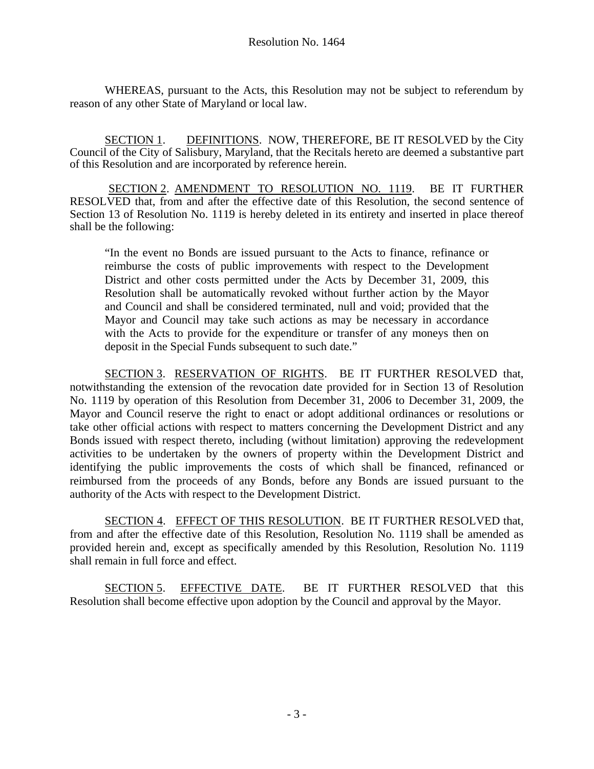WHEREAS, pursuant to the Acts, this Resolution may not be subject to referendum by reason of any other State of Maryland or local law.

<u>SECTION 1</u>. <u>DEFINITIONS</u>. NOW, THEREFORE, BE IT RESOLVED by the City Council of the City of Salisbury, Maryland, that the Recitals hereto are deemed a substantive part of this Resolution and are incorporated by reference herein.

<u>SECTION 2</u>. <u>AMENDMENT TO RESOLUTION NO. 1119</u>. BE IT FURTHER RESOLVED that, from and after the effective date of this Resolution, the second sentence of Section 13 of Resolution No. 1119 is hereby deleted in its entirety and inserted in place thereof shall be the following:

> "In the event no Bonds are issued pursuant to the Acts to finance, refinance or reimburse the costs of public improvements with respect to the Development District and other costs permitted under the Acts by December 31, 2009, this Resolution shall be automatically revoked without further action by the Mayor and Council and shall be considered terminated, null and void; provided that the Mayor and Council may take such actions as may be necessary in accordance with the Acts to provide for the expenditure or transfer of any moneys then on deposit in the Special Funds subsequent to such date."

<u>SECTION 3</u>. <u>RESERVATION OF RIGHTS</u>. BE IT FURTHER RESOLVED that, notwithstanding the extension of the revocation date provided for in Section 13 of Resolution No. 1119 by operation of this Resolution from December 31, 2006 to December 31, 2009, the Mayor and Council reserve the right to enact or adopt additional ordinances or resolutions or take other official actions with respect to matters concerning the Development District and any Bonds issued with respect thereto, including (without limitation) approving the redevelopment activities to be undertaken by the owners of property within the Development District and identifying the public improvements the costs of which shall be financed, refinanced or reimbursed from the proceeds of any Bonds, before any Bonds are issued pursuant to the authority of the Acts with respect to the Development District.

<u>SECTION 4</u>. <u>EFFECT OF THIS RESOLUTION</u>. BE IT FURTHER RESOLVED that, from and after the effective date of this Resolution, Resolution No. 1119 shall be amended as provided herein and, except as specifically amended by this Resolution, Resolution No. 1119 shall remain in full force and effect.

<u>SECTION 5</u>. <u>EFFECTIVE DATE</u>. BE IT FURTHER RESOLVED that this Resolution shall become effective upon adoption by the Council and approval by the Mayor.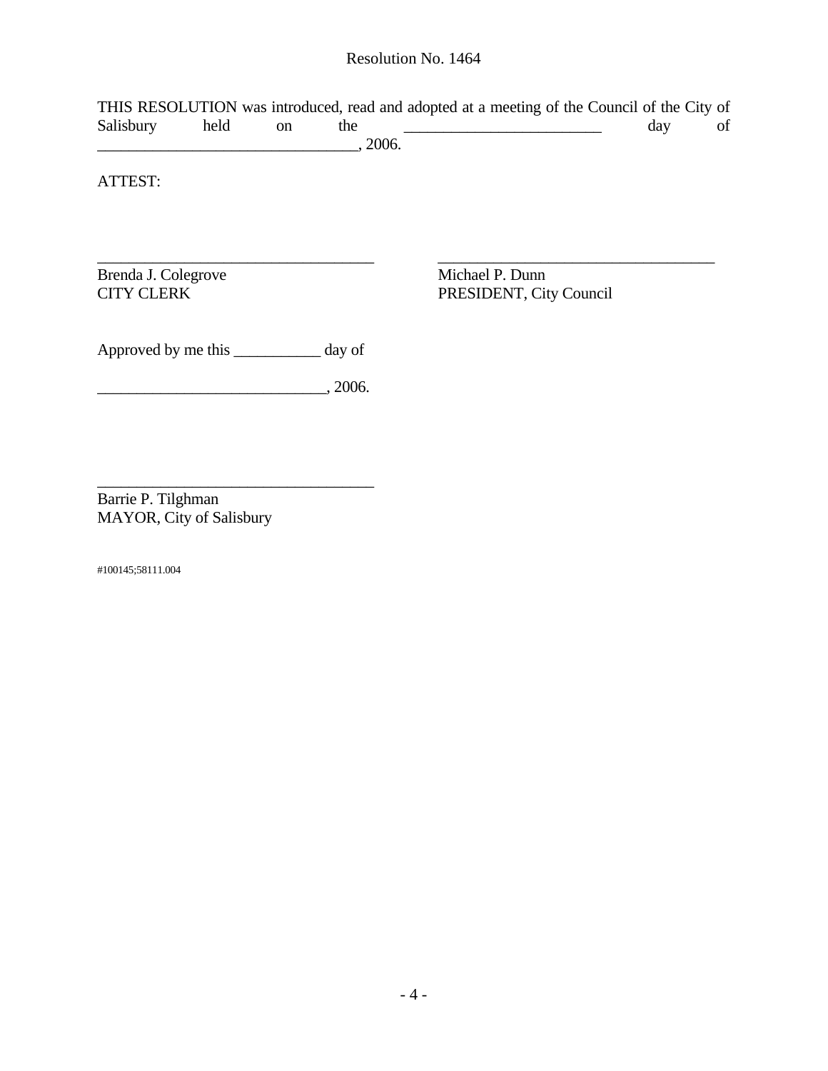Resolution No. 1464

THIS RESOLUTION was introduced, read and adopted at a meeting of the Council of the City of Salisbury held on the ________________________ day of ________________________________, 2006.

ATTEST:

___________________________________

Brenda J. Colegrove
CITY CLERK

___________________________________

Michael P. Dunn
PRESIDENT, City Council

Approved by me this ___________ day of

____________________________, 2006.

___________________________________

Barrie P. Tilghman
MAYOR, City of Salisbury

#100145;58111.004